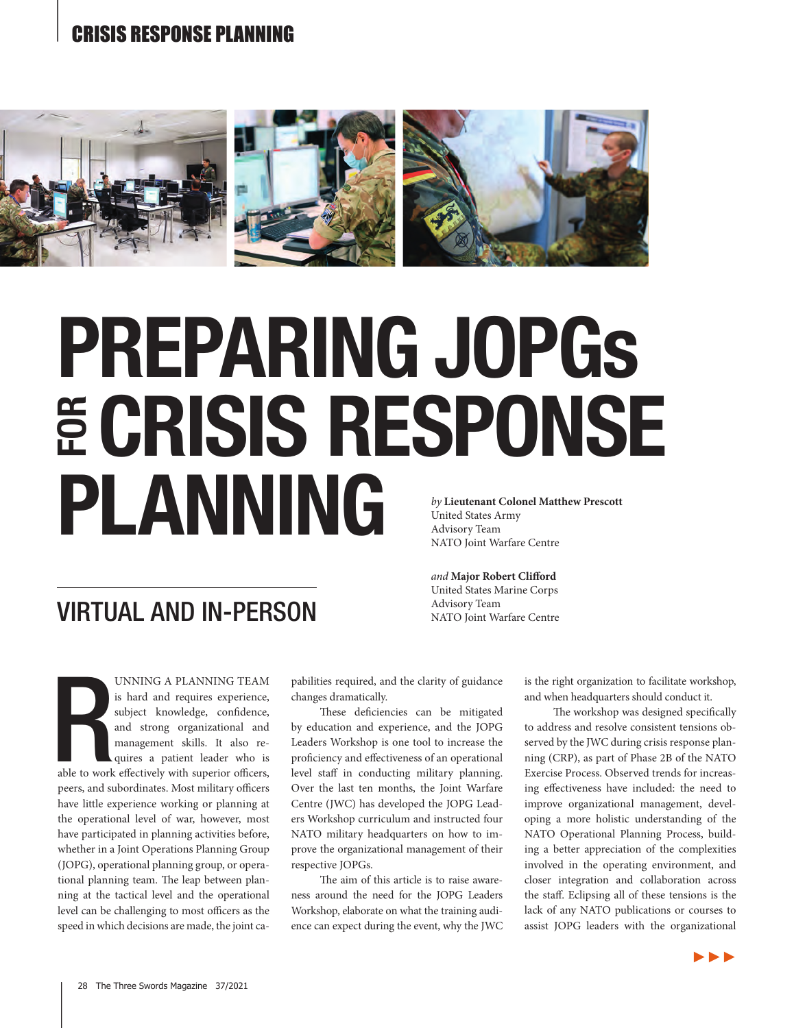# PREPARING JOPGs FOR CRISIS RESPONSE PLANNING

## VIRTUAL AND IN-PERSON

*by* **Lieutenant Colonel Matthew Prescott**
United States Army
Advisory Team
NATO Joint Warfare Centre

*and* **Major Robert Clifford**
United States Marine Corps
Advisory Team
NATO Joint Warfare Centre

RUNNING A PLANNING TEAM is hard and requires experience, subject knowledge, confidence, and strong organizational and management skills. It also requires a patient leader who is able to work effectively with superior officers, peers, and subordinates. Most military officers have little experience working or planning at the operational level of war, however, most have participated in planning activities before, whether in a Joint Operations Planning Group (JOPG), operational planning group, or operational planning team. The leap between planning at the tactical level and the operational level can be challenging to most officers as the speed in which decisions are made, the joint capabilities required, and the clarity of guidance changes dramatically.

These deficiencies can be mitigated by education and experience, and the JOPG Leaders Workshop is one tool to increase the proficiency and effectiveness of an operational level staff in conducting military planning. Over the last ten months, the Joint Warfare Centre (JWC) has developed the JOPG Leaders Workshop curriculum and instructed four NATO military headquarters on how to improve the organizational management of their respective JOPGs.

The aim of this article is to raise awareness around the need for the JOPG Leaders Workshop, elaborate on what the training audience can expect during the event, why the JWC is the right organization to facilitate workshop, and when headquarters should conduct it.

The workshop was designed specifically to address and resolve consistent tensions observed by the JWC during crisis response planning (CRP), as part of Phase 2B of the NATO Exercise Process. Observed trends for increasing effectiveness have included: the need to improve organizational management, developing a more holistic understanding of the NATO Operational Planning Process, building a better appreciation of the complexities involved in the operating environment, and closer integration and collaboration across the staff. Eclipsing all of these tensions is the lack of any NATO publications or courses to assist JOPG leaders with the organizational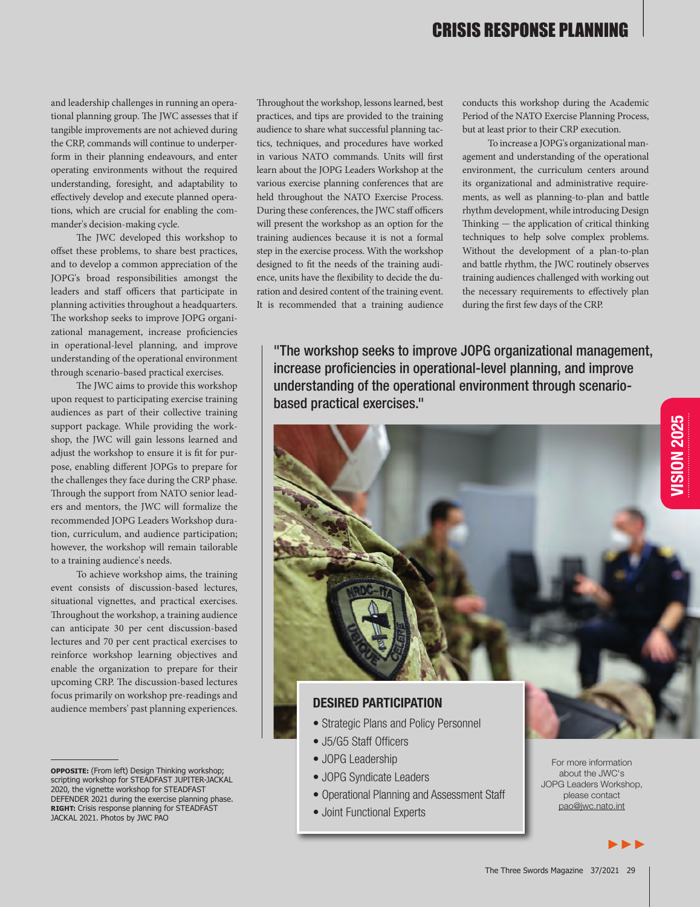and leadership challenges in running an operational planning group. The JWC assesses that if tangible improvements are not achieved during the CRP, commands will continue to underperform in their planning endeavours, and enter operating environments without the required understanding, foresight, and adaptability to effectively develop and execute planned operations, which are crucial for enabling the commander's decision-making cycle.

The JWC developed this workshop to offset these problems, to share best practices, and to develop a common appreciation of the JOPG's broad responsibilities amongst the leaders and staff officers that participate in planning activities throughout a headquarters. The workshop seeks to improve JOPG organizational management, increase proficiencies in operational-level planning, and improve understanding of the operational environment through scenario-based practical exercises.

The JWC aims to provide this workshop upon request to participating exercise training audiences as part of their collective training support package. While providing the workshop, the JWC will gain lessons learned and adjust the workshop to ensure it is fit for purpose, enabling different JOPGs to prepare for the challenges they face during the CRP phase. Through the support from NATO senior leaders and mentors, the JWC will formalize the recommended JOPG Leaders Workshop duration, curriculum, and audience participation; however, the workshop will remain tailorable to a training audience's needs.

To achieve workshop aims, the training event consists of discussion-based lectures, situational vignettes, and practical exercises. Throughout the workshop, a training audience can anticipate 30 per cent discussion-based lectures and 70 per cent practical exercises to reinforce workshop learning objectives and enable the organization to prepare for their upcoming CRP. The discussion-based lectures focus primarily on workshop pre-readings and audience members' past planning experiences.

Throughout the workshop, lessons learned, best practices, and tips are provided to the training audience to share what successful planning tactics, techniques, and procedures have worked in various NATO commands. Units will first learn about the JOPG Leaders Workshop at the various exercise planning conferences that are held throughout the NATO Exercise Process. During these conferences, the JWC staff officers will present the workshop as an option for the training audiences because it is not a formal step in the exercise process. With the workshop designed to fit the needs of the training audience, units have the flexibility to decide the duration and desired content of the training event. It is recommended that a training audience conducts this workshop during the Academic Period of the NATO Exercise Planning Process, but at least prior to their CRP execution.

To increase a JOPG's organizational management and understanding of the operational environment, the curriculum centers around its organizational and administrative requirements, as well as planning-to-plan and battle rhythm development, while introducing Design Thinking — the application of critical thinking techniques to help solve complex problems. Without the development of a plan-to-plan and battle rhythm, the JWC routinely observes training audiences challenged with working out the necessary requirements to effectively plan during the first few days of the CRP.

"The workshop seeks to improve JOPG organizational management, increase proficiencies in operational-level planning, and improve understanding of the operational environment through scenario-based practical exercises."

### DESIRED PARTICIPATION

- Strategic Plans and Policy Personnel
- J5/G5 Staff Officers
- JOPG Leadership
- JOPG Syndicate Leaders
- Operational Planning and Assessment Staff
- Joint Functional Experts

For more information about the JWC's JOPG Leaders Workshop, please contact pao@jwc.nato.int

**OPPOSITE:** (From left) Design Thinking workshop; scripting workshop for STEADFAST JUPITER-JACKAL 2020, the vignette workshop for STEADFAST DEFENDER 2021 during the exercise planning phase. **RIGHT:** Crisis response planning for STEADFAST JACKAL 2021. Photos by JWC PAO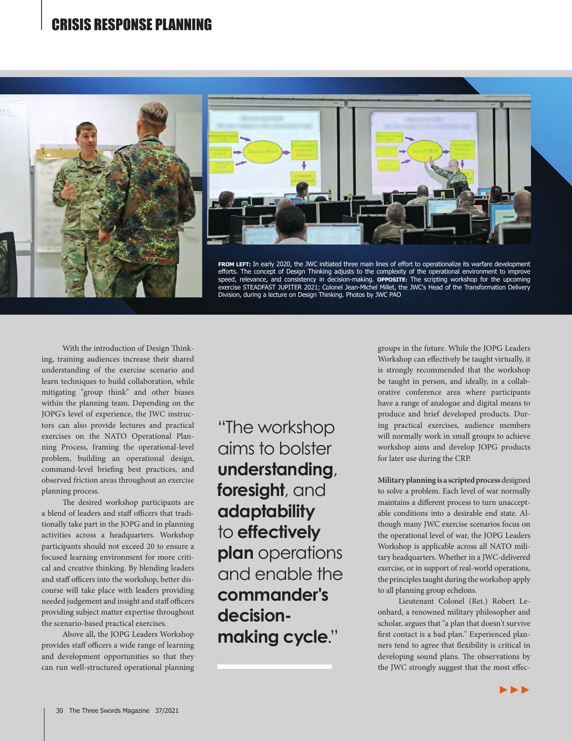FROM LEFT: In early 2020, the JWC initiated three main lines of effort to operationalize its warfare development efforts. The concept of Design Thinking adjusts to the complexity of the operational environment to improve speed, relevance, and consistency in decision-making. OPPOSITE: The scripting workshop for the upcoming exercise STEADFAST JUPITER 2021; Colonel Jean-Michel Millet, the JWC's Head of the Transformation Delivery Division, during a lecture on Design Thinking. Photos by JWC PAO

With the introduction of Design Thinking, training audiences increase their shared understanding of the exercise scenario and learn techniques to build collaboration, while mitigating "group think" and other biases within the planning team. Depending on the JOPG's level of experience, the JWC instructors can also provide lectures and practical exercises on the NATO Operational Planning Process, framing the operational-level problem, building an operational design, command-level briefing best practices, and observed friction areas throughout an exercise planning process.

The desired workshop participants are a blend of leaders and staff officers that traditionally take part in the JOPG and in planning activities across a headquarters. Workshop participants should not exceed 20 to ensure a focused learning environment for more critical and creative thinking. By blending leaders and staff officers into the workshop, better discourse will take place with leaders providing needed judgement and insight and staff officers providing subject matter expertise throughout the scenario-based practical exercises.

Above all, the JOPG Leaders Workshop provides staff officers a wide range of learning and development opportunities so that they can run well-structured operational planning groups in the future. While the JOPG Leaders Workshop can effectively be taught virtually, it is strongly recommended that the workshop be taught in person, and ideally, in a collaborative conference area where participants have a range of analogue and digital means to produce and brief developed products. During practical exercises, audience members will normally work in small groups to achieve workshop aims and develop JOPG products for later use during the CRP.

> "The workshop aims to bolster **understanding**, **foresight**, and **adaptability** to **effectively plan** operations and enable the **commander's decision-making cycle**."

**Military planning is a scripted process** designed to solve a problem. Each level of war normally maintains a different process to turn unacceptable conditions into a desirable end state. Although many JWC exercise scenarios focus on the operational level of war, the JOPG Leaders Workshop is applicable across all NATO military headquarters. Whether in a JWC-delivered exercise, or in support of real-world operations, the principles taught during the workshop apply to all planning group echelons.

Lieutenant Colonel (Ret.) Robert Leonhard, a renowned military philosopher and scholar, argues that "a plan that doesn't survive first contact is a bad plan." Experienced planners tend to agree that flexibility is critical in developing sound plans. The observations by the JWC strongly suggest that the most effec-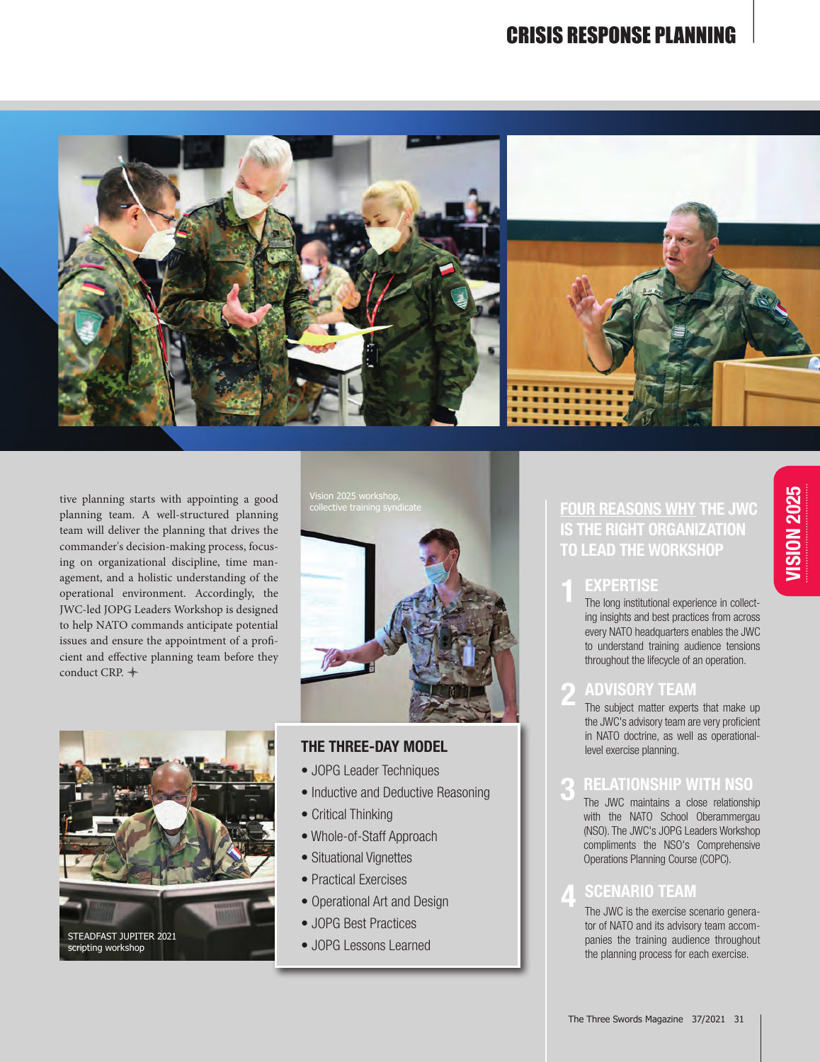tive planning starts with appointing a good planning team. A well-structured planning team will deliver the planning that drives the commander's decision-making process, focusing on organizational discipline, time management, and a holistic understanding of the operational environment. Accordingly, the JWC-led JOPG Leaders Workshop is designed to help NATO commands anticipate potential issues and ensure the appointment of a proficient and effective planning team before they conduct CRP. ✦

Vision 2025 workshop, collective training syndicate

STEADFAST JUPITER 2021 scripting workshop

### THE THREE-DAY MODEL

- JOPG Leader Techniques
- Inductive and Deductive Reasoning
- Critical Thinking
- Whole-of-Staff Approach
- Situational Vignettes
- Practical Exercises
- Operational Art and Design
- JOPG Best Practices
- JOPG Lessons Learned

## FOUR REASONS WHY THE JWC IS THE RIGHT ORGANIZATION TO LEAD THE WORKSHOP

### 1 EXPERTISE

The long institutional experience in collecting insights and best practices from across every NATO headquarters enables the JWC to understand training audience tensions throughout the lifecycle of an operation.

### 2 ADVISORY TEAM

The subject matter experts that make up the JWC's advisory team are very proficient in NATO doctrine, as well as operational-level exercise planning.

### 3 RELATIONSHIP WITH NSO

The JWC maintains a close relationship with the NATO School Oberammergau (NSO). The JWC's JOPG Leaders Workshop compliments the NSO's Comprehensive Operations Planning Course (COPC).

### 4 SCENARIO TEAM

The JWC is the exercise scenario generator of NATO and its advisory team accompanies the training audience throughout the planning process for each exercise.